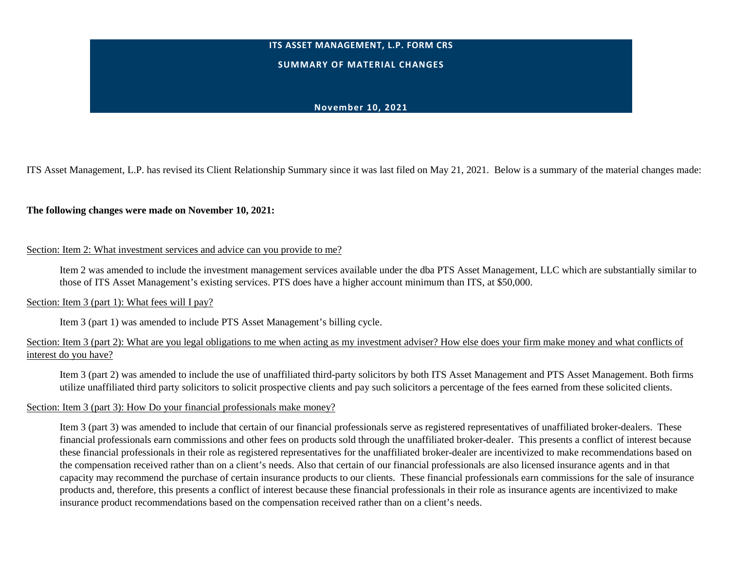# ITS ASSET MANAGEMENT, L.P. FORM CRS

## SUMMARY OF MATERIAL CHANGES

**November 10, 2021**

ITS Asset Management, L.P. has revised its Client Relationship Summary since it was last filed on May 21, 2021. Below is a summary of the material changes made:

**The following changes were made on November 10, 2021:**

<u>Section: Item 2: What investment services and advice can you provide to me?</u>

Item 2 was amended to include the investment management services available under the dba PTS Asset Management, LLC which are substantially similar to those of ITS Asset Management's existing services. PTS does have a higher account minimum than ITS, at $50,000.

<u>Section: Item 3 (part 1): What fees will I pay?</u>

Item 3 (part 1) was amended to include PTS Asset Management's billing cycle.

<u>Section: Item 3 (part 2): What are you legal obligations to me when acting as my investment adviser? How else does your firm make money and what conflicts of interest do you have?</u>

Item 3 (part 2) was amended to include the use of unaffiliated third-party solicitors by both ITS Asset Management and PTS Asset Management. Both firms utilize unaffiliated third party solicitors to solicit prospective clients and pay such solicitors a percentage of the fees earned from these solicited clients.

<u>Section: Item 3 (part 3): How Do your financial professionals make money?</u>

Item 3 (part 3) was amended to include that certain of our financial professionals serve as registered representatives of unaffiliated broker-dealers. These financial professionals earn commissions and other fees on products sold through the unaffiliated broker-dealer. This presents a conflict of interest because these financial professionals in their role as registered representatives for the unaffiliated broker-dealer are incentivized to make recommendations based on the compensation received rather than on a client's needs. Also that certain of our financial professionals are also licensed insurance agents and in that capacity may recommend the purchase of certain insurance products to our clients. These financial professionals earn commissions for the sale of insurance products and, therefore, this presents a conflict of interest because these financial professionals in their role as insurance agents are incentivized to make insurance product recommendations based on the compensation received rather than on a client's needs.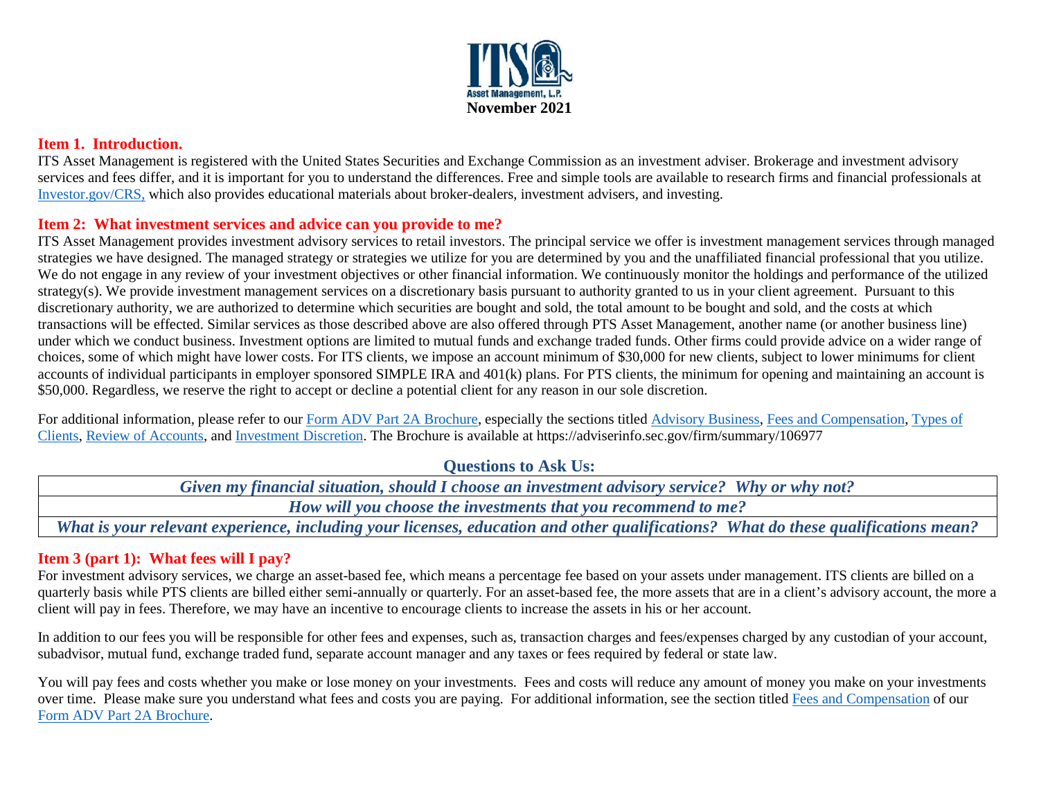ITS Asset Management, L.P.

**November 2021**

## Item 1. Introduction.

ITS Asset Management is registered with the United States Securities and Exchange Commission as an investment adviser. Brokerage and investment advisory services and fees differ, and it is important for you to understand the differences. Free and simple tools are available to research firms and financial professionals at Investor.gov/CRS, which also provides educational materials about broker-dealers, investment advisers, and investing.

## Item 2: What investment services and advice can you provide to me?

ITS Asset Management provides investment advisory services to retail investors. The principal service we offer is investment management services through managed strategies we have designed. The managed strategy or strategies we utilize for you are determined by you and the unaffiliated financial professional that you utilize. We do not engage in any review of your investment objectives or other financial information. We continuously monitor the holdings and performance of the utilized strategy(s). We provide investment management services on a discretionary basis pursuant to authority granted to us in your client agreement. Pursuant to this discretionary authority, we are authorized to determine which securities are bought and sold, the total amount to be bought and sold, and the costs at which transactions will be effected. Similar services as those described above are also offered through PTS Asset Management, another name (or another business line) under which we conduct business. Investment options are limited to mutual funds and exchange traded funds. Other firms could provide advice on a wider range of choices, some of which might have lower costs. For ITS clients, we impose an account minimum of $30,000 for new clients, subject to lower minimums for client accounts of individual participants in employer sponsored SIMPLE IRA and 401(k) plans. For PTS clients, the minimum for opening and maintaining an account is $50,000. Regardless, we reserve the right to accept or decline a potential client for any reason in our sole discretion.

For additional information, please refer to our Form ADV Part 2A Brochure, especially the sections titled Advisory Business, Fees and Compensation, Types of Clients, Review of Accounts, and Investment Discretion. The Brochure is available at https://adviserinfo.sec.gov/firm/summary/106977

### Questions to Ask Us:

| *Given my financial situation, should I choose an investment advisory service? Why or why not?* |
|---|
| *How will you choose the investments that you recommend to me?* |
| *What is your relevant experience, including your licenses, education and other qualifications? What do these qualifications mean?* |

## Item 3 (part 1): What fees will I pay?

For investment advisory services, we charge an asset-based fee, which means a percentage fee based on your assets under management. ITS clients are billed on a quarterly basis while PTS clients are billed either semi-annually or quarterly. For an asset-based fee, the more assets that are in a client's advisory account, the more a client will pay in fees. Therefore, we may have an incentive to encourage clients to increase the assets in his or her account.

In addition to our fees you will be responsible for other fees and expenses, such as, transaction charges and fees/expenses charged by any custodian of your account, subadvisor, mutual fund, exchange traded fund, separate account manager and any taxes or fees required by federal or state law.

You will pay fees and costs whether you make or lose money on your investments. Fees and costs will reduce any amount of money you make on your investments over time. Please make sure you understand what fees and costs you are paying. For additional information, see the section titled Fees and Compensation of our Form ADV Part 2A Brochure.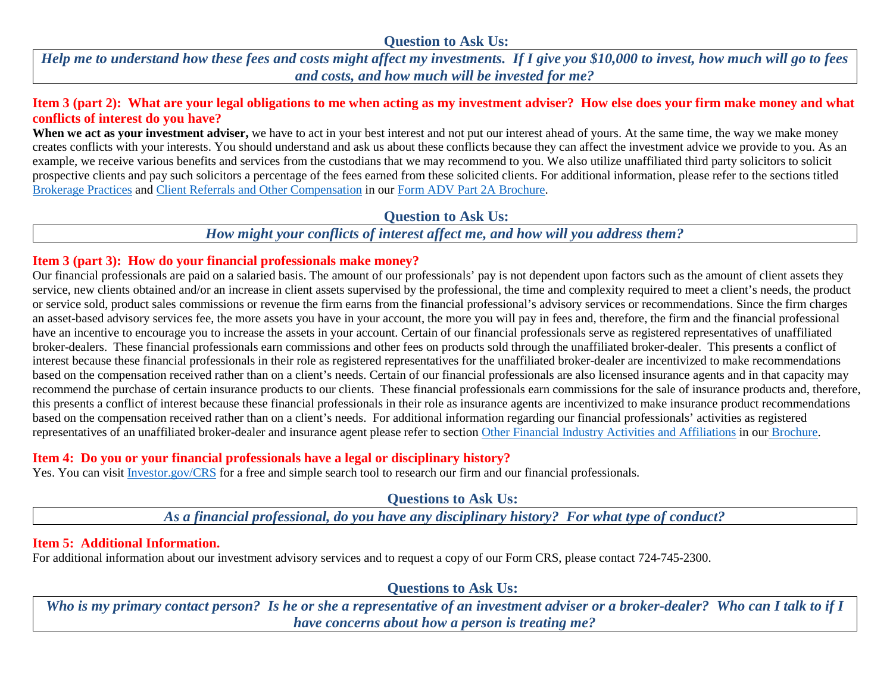### Question to Ask Us:

*Help me to understand how these fees and costs might affect my investments. If I give you $10,000 to invest, how much will go to fees and costs, and how much will be invested for me?*

## Item 3 (part 2): What are your legal obligations to me when acting as my investment adviser? How else does your firm make money and what conflicts of interest do you have?

**When we act as your investment adviser,** we have to act in your best interest and not put our interest ahead of yours. At the same time, the way we make money creates conflicts with your interests. You should understand and ask us about these conflicts because they can affect the investment advice we provide to you. As an example, we receive various benefits and services from the custodians that we may recommend to you. We also utilize unaffiliated third party solicitors to solicit prospective clients and pay such solicitors a percentage of the fees earned from these solicited clients. For additional information, please refer to the sections titled Brokerage Practices and Client Referrals and Other Compensation in our Form ADV Part 2A Brochure.

### Question to Ask Us:

*How might your conflicts of interest affect me, and how will you address them?*

## Item 3 (part 3): How do your financial professionals make money?

Our financial professionals are paid on a salaried basis. The amount of our professionals' pay is not dependent upon factors such as the amount of client assets they service, new clients obtained and/or an increase in client assets supervised by the professional, the time and complexity required to meet a client's needs, the product or service sold, product sales commissions or revenue the firm earns from the financial professional's advisory services or recommendations. Since the firm charges an asset-based advisory services fee, the more assets you have in your account, the more you will pay in fees and, therefore, the firm and the financial professional have an incentive to encourage you to increase the assets in your account. Certain of our financial professionals serve as registered representatives of unaffiliated broker-dealers. These financial professionals earn commissions and other fees on products sold through the unaffiliated broker-dealer. This presents a conflict of interest because these financial professionals in their role as registered representatives for the unaffiliated broker-dealer are incentivized to make recommendations based on the compensation received rather than on a client's needs. Certain of our financial professionals are also licensed insurance agents and in that capacity may recommend the purchase of certain insurance products to our clients. These financial professionals earn commissions for the sale of insurance products and, therefore, this presents a conflict of interest because these financial professionals in their role as insurance agents are incentivized to make insurance product recommendations based on the compensation received rather than on a client's needs. For additional information regarding our financial professionals' activities as registered representatives of an unaffiliated broker-dealer and insurance agent please refer to section Other Financial Industry Activities and Affiliations in our Brochure.

## Item 4: Do you or your financial professionals have a legal or disciplinary history?

Yes. You can visit Investor.gov/CRS for a free and simple search tool to research our firm and our financial professionals.

### Questions to Ask Us:

*As a financial professional, do you have any disciplinary history? For what type of conduct?*

## Item 5: Additional Information.

For additional information about our investment advisory services and to request a copy of our Form CRS, please contact 724-745-2300.

### Questions to Ask Us:

*Who is my primary contact person? Is he or she a representative of an investment adviser or a broker-dealer? Who can I talk to if I have concerns about how a person is treating me?*